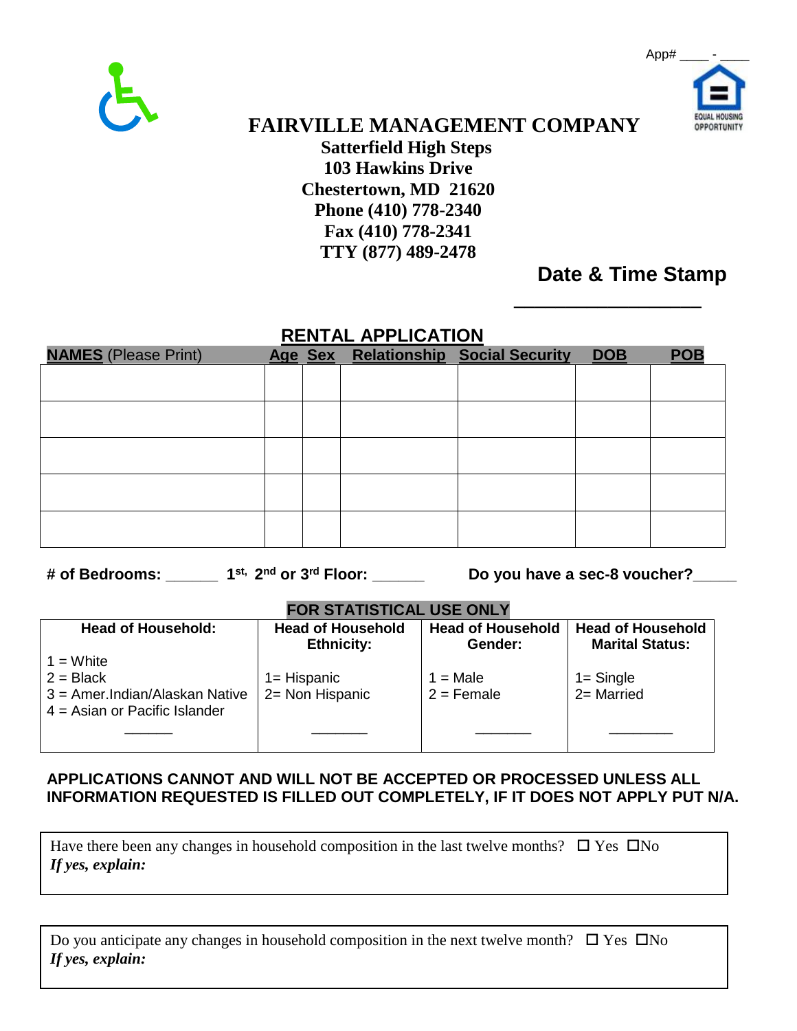App# ____ - ____

# FAIRVILLE MANAGEMENT COMPANY

**Satterfield High Steps**
**103 Hawkins Drive**
**Chestertown, MD 21620**
**Phone (410) 778-2340**
**Fax (410) 778-2341**
**TTY (877) 489-2478**

**Date & Time Stamp**

_________________

## RENTAL APPLICATION

| **NAMES** (Please Print) | **Age** | **Sex** | **Relationship** | **Social Security** | **DOB** | **POB** |
|---|---|---|---|---|---|---|
| | | | | | | |
| | | | | | | |
| | | | | | | |
| | | | | | | |
| | | | | | | |

**# of Bedrooms:** ______ **1st, 2nd or 3rd Floor:** ______ **Do you have a sec-8 voucher?**_____

**FOR STATISTICAL USE ONLY**

| **Head of Household:** | **Head of Household Ethnicity:** | **Head of Household Gender:** | **Head of Household Marital Status:** |
|---|---|---|---|
| 1 = White<br>2 = Black<br>3 = Amer.Indian/Alaskan Native<br>4 = Asian or Pacific Islander | 1= Hispanic<br>2= Non Hispanic | 1 = Male<br>2 = Female | 1= Single<br>2= Married |
| ______ | _______ | _______ | ________ |

**APPLICATIONS CANNOT AND WILL NOT BE ACCEPTED OR PROCESSED UNLESS ALL INFORMATION REQUESTED IS FILLED OUT COMPLETELY, IF IT DOES NOT APPLY PUT N/A.**

Have there been any changes in household composition in the last twelve months? ☐ Yes ☐No
***If yes, explain:***

Do you anticipate any changes in household composition in the next twelve month? ☐ Yes ☐No
***If yes, explain:***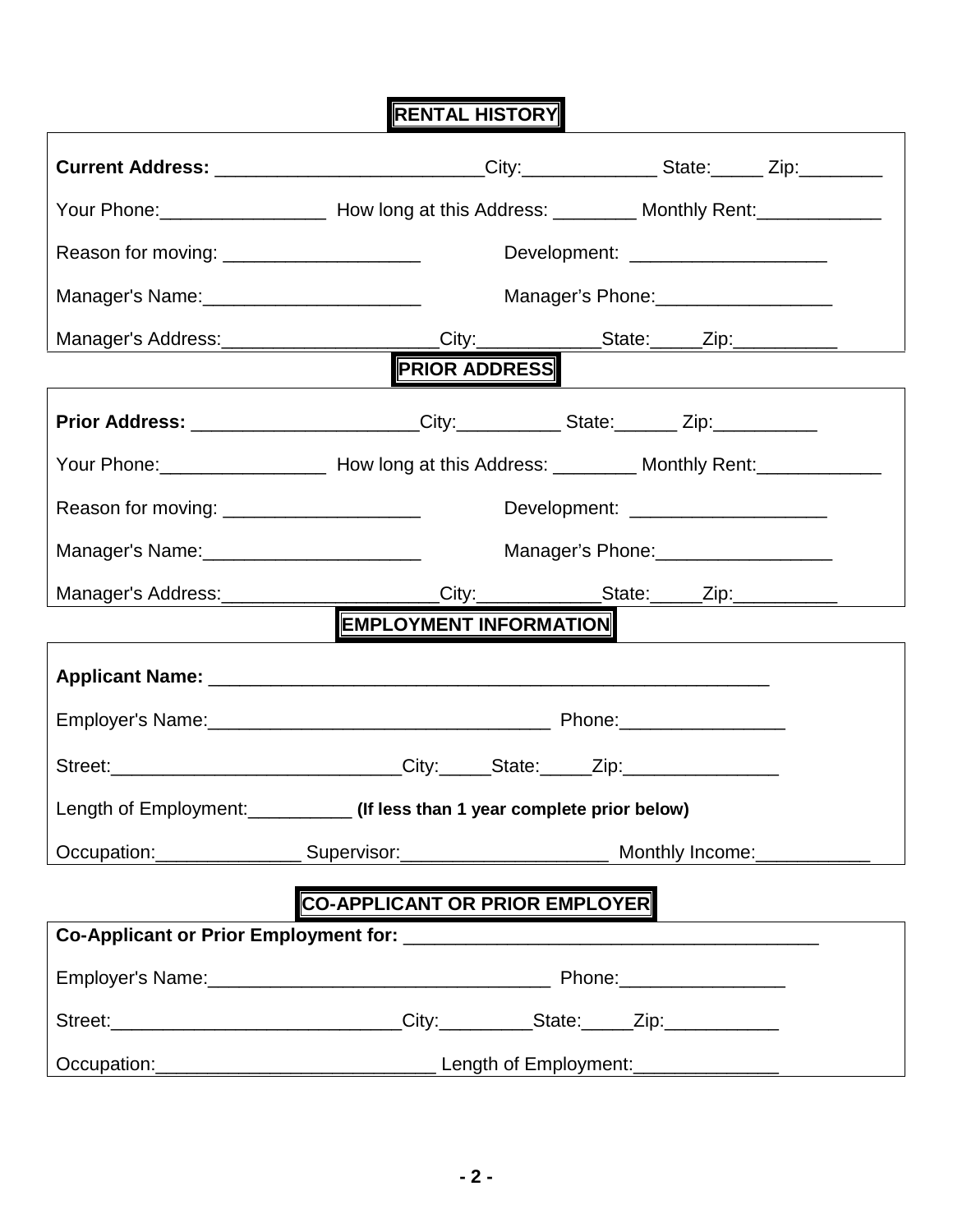## RENTAL HISTORY

**Current Address:** __________________________City:_____________ State:_____ Zip:________

Your Phone:________________ How long at this Address: ________ Monthly Rent:____________

Reason for moving: ___________________ Development: ___________________

Manager's Name:_____________________ Manager's Phone:_________________

Manager's Address:_____________________City:____________State:_____Zip:__________

## PRIOR ADDRESS

**Prior Address:** ______________________City:__________ State:______ Zip:__________

Your Phone:________________ How long at this Address: ________ Monthly Rent:____________

Reason for moving: ___________________ Development: ___________________

Manager's Name:_____________________ Manager's Phone:_________________

Manager's Address:_____________________City:____________State:_____Zip:__________

## EMPLOYMENT INFORMATION

**Applicant Name:** ________________________________________________________

Employer's Name:__________________________________ Phone:________________

Street:_____________________________City:_____State:_____Zip:_______________

Length of Employment:__________ **(If less than 1 year complete prior below)**

Occupation:______________ Supervisor:____________________ Monthly Income:___________

## CO-APPLICANT OR PRIOR EMPLOYER

**Co-Applicant or Prior Employment for:** _________________________________________

Employer's Name:__________________________________ Phone:________________

Street:_____________________________City:_________State:_____Zip:___________

Occupation:____________________________ Length of Employment:______________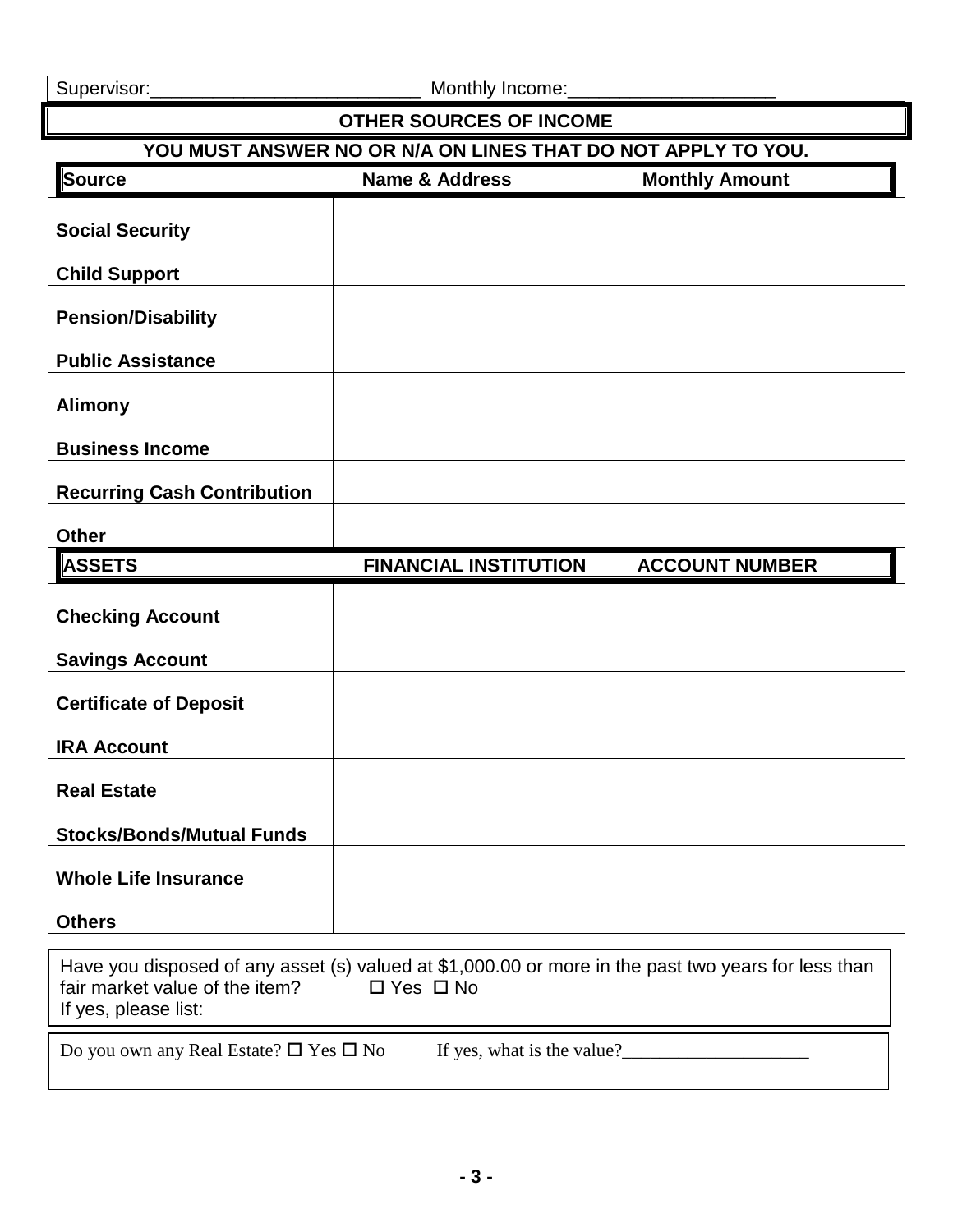Supervisor:__________________________ Monthly Income:____________________

## OTHER SOURCES OF INCOME

**YOU MUST ANSWER NO OR N/A ON LINES THAT DO NOT APPLY TO YOU.**

| Source | Name & Address | Monthly Amount |
|---|---|---|
| **Social Security** | | |
| **Child Support** | | |
| **Pension/Disability** | | |
| **Public Assistance** | | |
| **Alimony** | | |
| **Business Income** | | |
| **Recurring Cash Contribution** | | |
| **Other** | | |

| ASSETS | FINANCIAL INSTITUTION | ACCOUNT NUMBER |
|---|---|---|
| **Checking Account** | | |
| **Savings Account** | | |
| **Certificate of Deposit** | | |
| **IRA Account** | | |
| **Real Estate** | | |
| **Stocks/Bonds/Mutual Funds** | | |
| **Whole Life Insurance** | | |
| **Others** | | |

Have you disposed of any asset (s) valued at $1,000.00 or more in the past two years for less than fair market value of the item? ☐ Yes ☐ No
If yes, please list:

Do you own any Real Estate? ☐ Yes ☐ No If yes, what is the value?____________________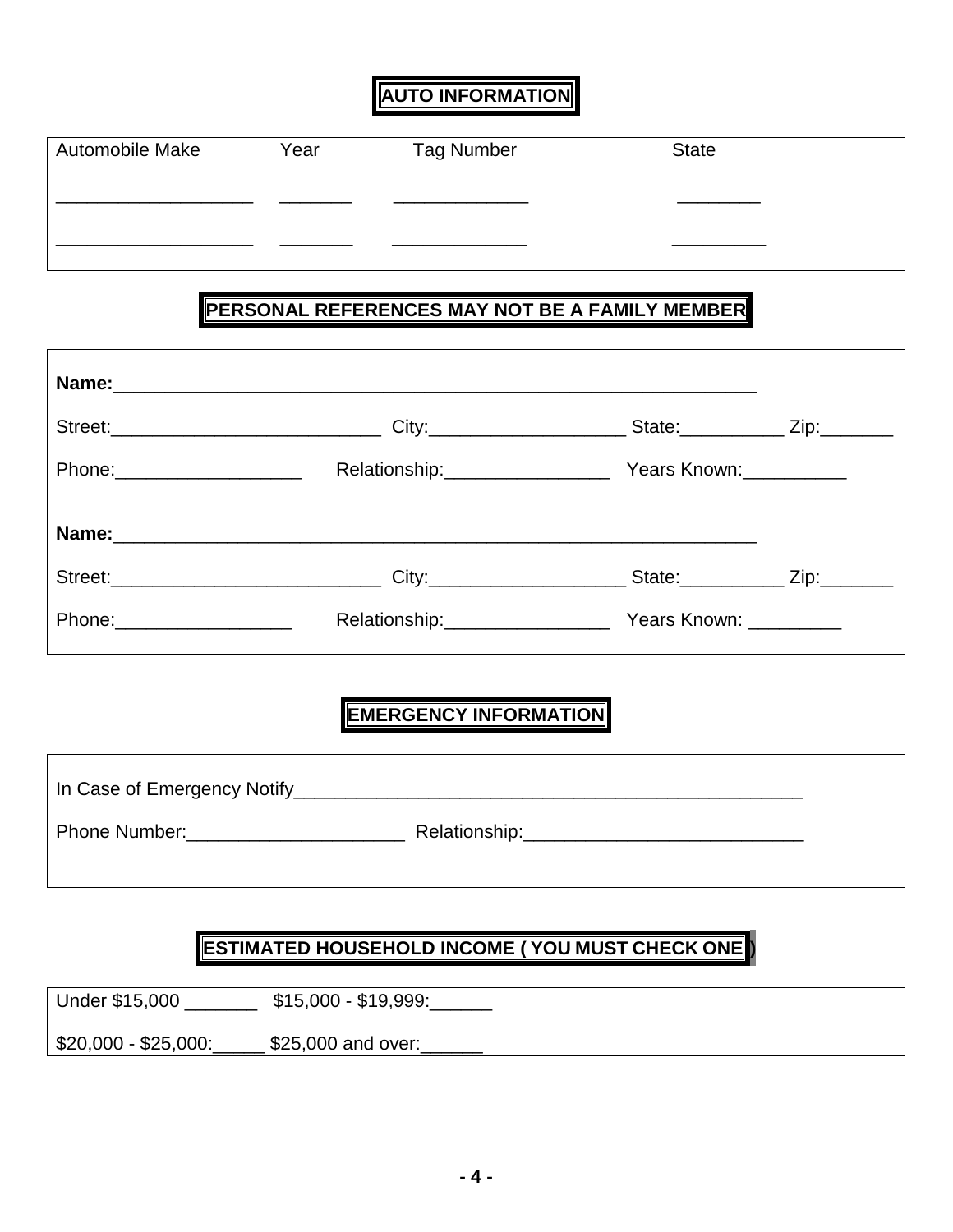## AUTO INFORMATION

| Automobile Make | Year | Tag Number | State |
|---|---|---|---|
| ___________________ | _______ | _____________ | ________ |
| ___________________ | _______ | _____________ | _________ |

## PERSONAL REFERENCES MAY NOT BE A FAMILY MEMBER

**Name:**_________________________________________________________________

Street:___________________________ City:___________________ State:__________ Zip:_______

Phone:__________________ Relationship:________________ Years Known:__________

**Name:**_________________________________________________________________

Street:___________________________ City:___________________ State:__________ Zip:_______

Phone:_________________ Relationship:________________ Years Known: _________

## EMERGENCY INFORMATION

In Case of Emergency Notify___________________________________________________

Phone Number:_____________________ Relationship:___________________________

## ESTIMATED HOUSEHOLD INCOME ( YOU MUST CHECK ONE )

Under $15,000 _______ $15,000 - $19,999:______

$20,000 - $25,000:_____ $25,000 and over:______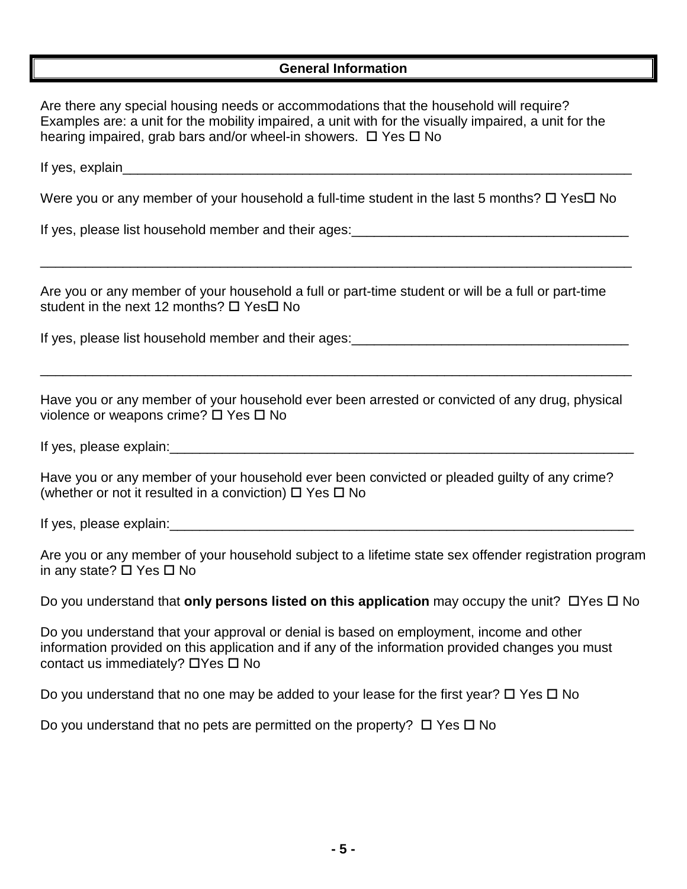## General Information

Are there any special housing needs or accommodations that the household will require? Examples are: a unit for the mobility impaired, a unit with for the visually impaired, a unit for the hearing impaired, grab bars and/or wheel-in showers. ☐ Yes ☐ No

If yes, explain_______________________________________________________________________

Were you or any member of your household a full-time student in the last 5 months? ☐ Yes☐ No

If yes, please list household member and their ages:_______________________________________

_____________________________________________________________________________________

Are you or any member of your household a full or part-time student or will be a full or part-time student in the next 12 months? ☐ Yes☐ No

If yes, please list household member and their ages:_______________________________________

_____________________________________________________________________________________

Have you or any member of your household ever been arrested or convicted of any drug, physical violence or weapons crime? ☐ Yes ☐ No

If yes, please explain:_______________________________________________________________

Have you or any member of your household ever been convicted or pleaded guilty of any crime? (whether or not it resulted in a conviction) ☐ Yes ☐ No

If yes, please explain:_______________________________________________________________

Are you or any member of your household subject to a lifetime state sex offender registration program in any state? ☐ Yes ☐ No

Do you understand that **only persons listed on this application** may occupy the unit? ☐Yes ☐ No

Do you understand that your approval or denial is based on employment, income and other information provided on this application and if any of the information provided changes you must contact us immediately? ☐Yes ☐ No

Do you understand that no one may be added to your lease for the first year? ☐ Yes ☐ No

Do you understand that no pets are permitted on the property? ☐ Yes ☐ No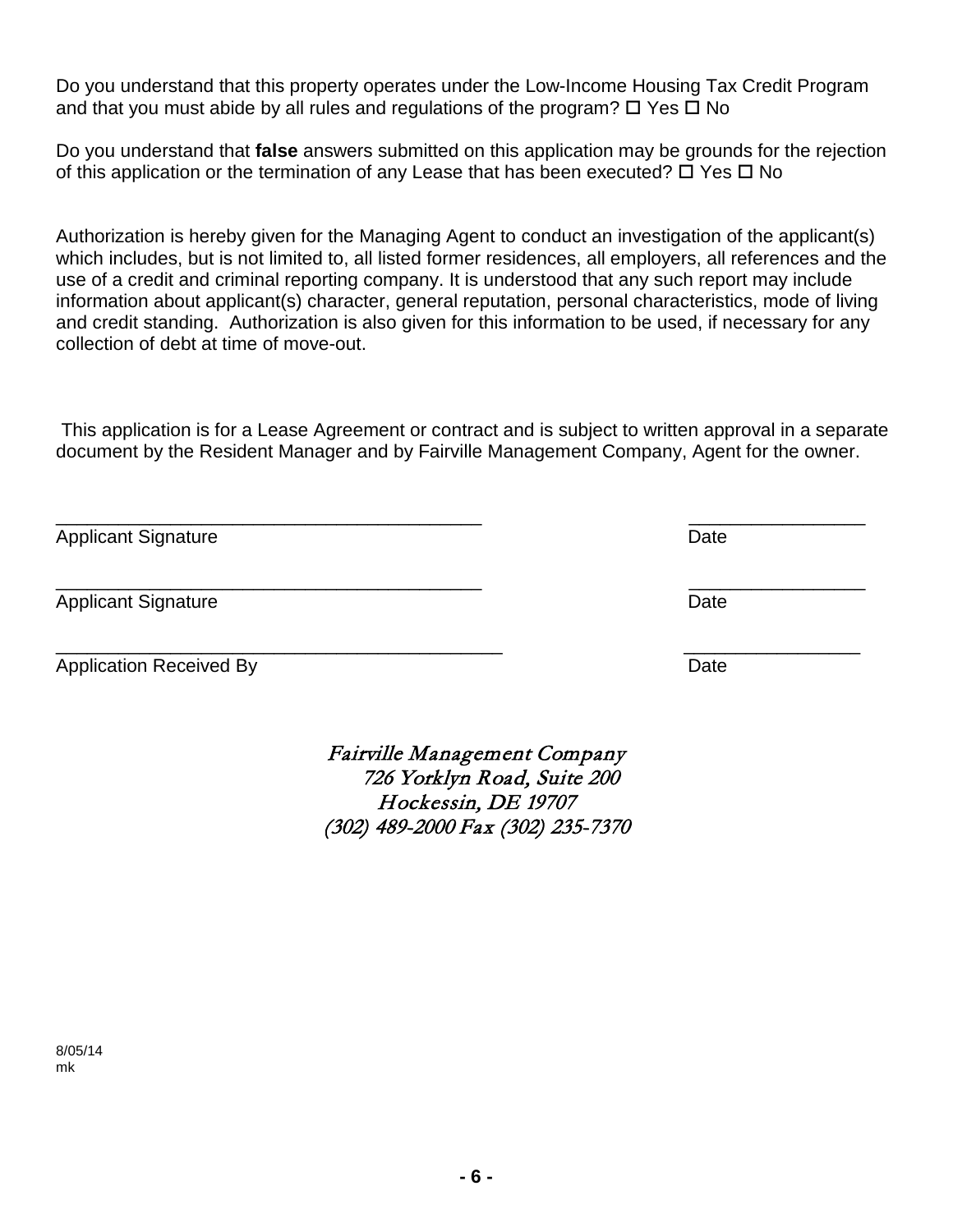Do you understand that this property operates under the Low-Income Housing Tax Credit Program and that you must abide by all rules and regulations of the program? ☐ Yes ☐ No

Do you understand that **false** answers submitted on this application may be grounds for the rejection of this application or the termination of any Lease that has been executed? ☐ Yes ☐ No

Authorization is hereby given for the Managing Agent to conduct an investigation of the applicant(s) which includes, but is not limited to, all listed former residences, all employers, all references and the use of a credit and criminal reporting company. It is understood that any such report may include information about applicant(s) character, general reputation, personal characteristics, mode of living and credit standing. Authorization is also given for this information to be used, if necessary for any collection of debt at time of move-out.

This application is for a Lease Agreement or contract and is subject to written approval in a separate document by the Resident Manager and by Fairville Management Company, Agent for the owner.

\_\_\_\_\_\_\_\_\_\_\_\_\_\_\_\_\_\_\_\_\_\_\_\_\_\_\_\_\_\_\_\_\_\_\_\_\_\_\_\_\_\_ \_\_\_\_\_\_\_\_\_\_\_\_\_\_\_\_\_
Applicant Signature Date

\_\_\_\_\_\_\_\_\_\_\_\_\_\_\_\_\_\_\_\_\_\_\_\_\_\_\_\_\_\_\_\_\_\_\_\_\_\_\_\_\_\_ \_\_\_\_\_\_\_\_\_\_\_\_\_\_\_\_\_
Applicant Signature Date

\_\_\_\_\_\_\_\_\_\_\_\_\_\_\_\_\_\_\_\_\_\_\_\_\_\_\_\_\_\_\_\_\_\_\_\_\_\_\_\_\_\_\_ \_\_\_\_\_\_\_\_\_\_\_\_\_\_\_\_\_
Application Received By Date

*Fairville Management Company*
*726 Yorklyn Road, Suite 200*
*Hockessin, DE 19707*
*(302) 489-2000 Fax (302) 235-7370*

8/05/14
mk